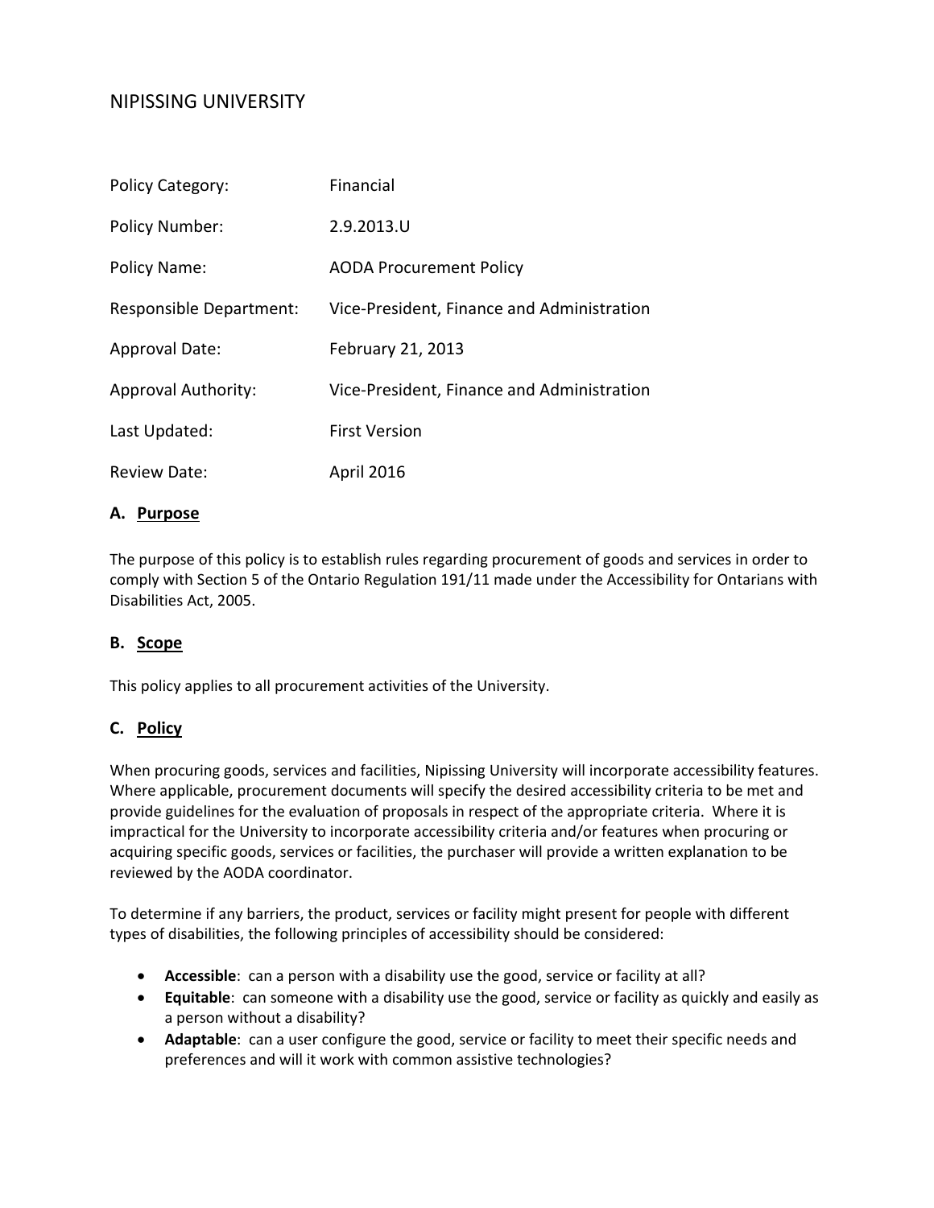# NIPISSING UNIVERSITY

| | |
|---|---|
| Policy Category: | Financial |
| Policy Number: | 2.9.2013.U |
| Policy Name: | AODA Procurement Policy |
| Responsible Department: | Vice-President, Finance and Administration |
| Approval Date: | February 21, 2013 |
| Approval Authority: | Vice-President, Finance and Administration |
| Last Updated: | First Version |
| Review Date: | April 2016 |

## A. Purpose

The purpose of this policy is to establish rules regarding procurement of goods and services in order to comply with Section 5 of the Ontario Regulation 191/11 made under the Accessibility for Ontarians with Disabilities Act, 2005.

## B. Scope

This policy applies to all procurement activities of the University.

## C. Policy

When procuring goods, services and facilities, Nipissing University will incorporate accessibility features. Where applicable, procurement documents will specify the desired accessibility criteria to be met and provide guidelines for the evaluation of proposals in respect of the appropriate criteria. Where it is impractical for the University to incorporate accessibility criteria and/or features when procuring or acquiring specific goods, services or facilities, the purchaser will provide a written explanation to be reviewed by the AODA coordinator.

To determine if any barriers, the product, services or facility might present for people with different types of disabilities, the following principles of accessibility should be considered:

- **Accessible**: can a person with a disability use the good, service or facility at all?
- **Equitable**: can someone with a disability use the good, service or facility as quickly and easily as a person without a disability?
- **Adaptable**: can a user configure the good, service or facility to meet their specific needs and preferences and will it work with common assistive technologies?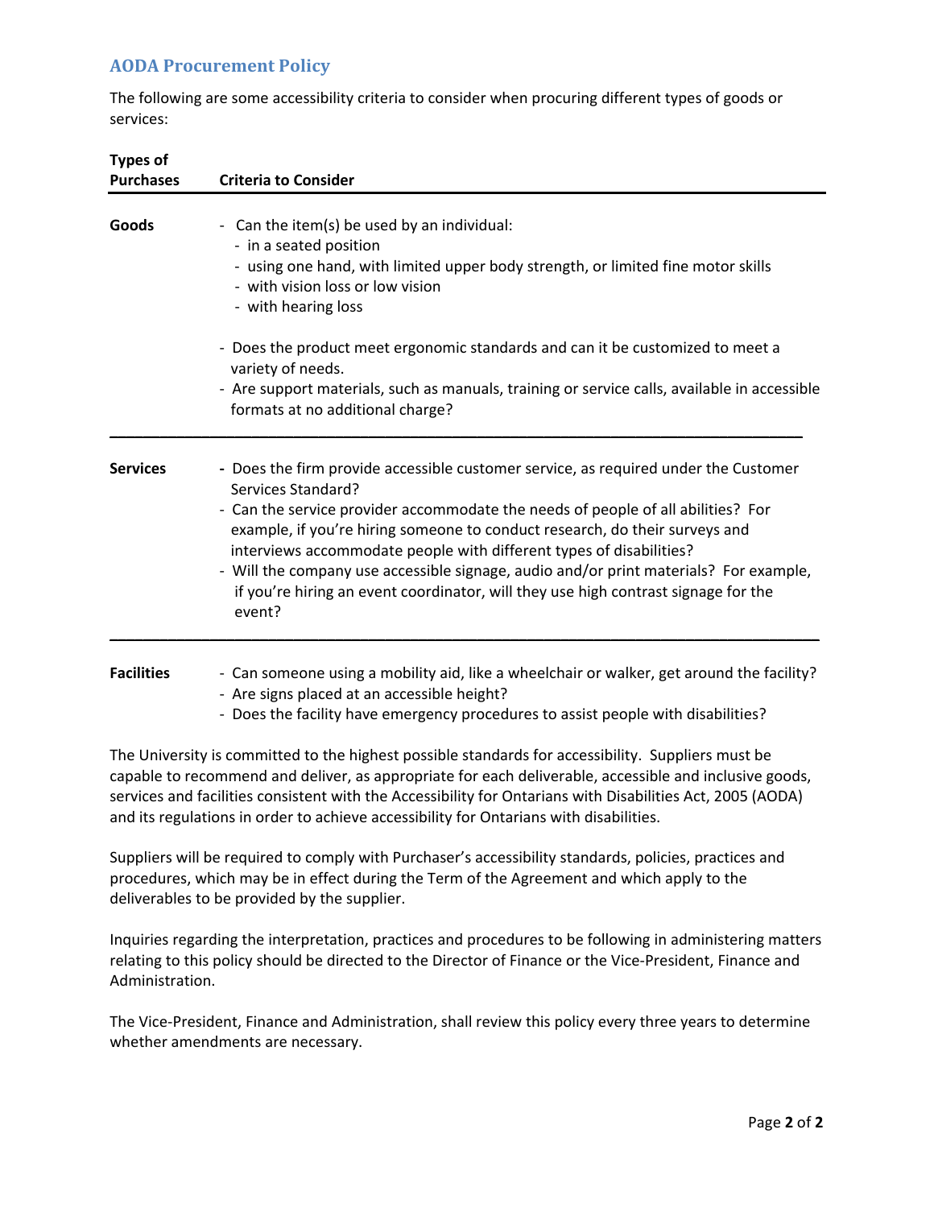## AODA Procurement Policy

The following are some accessibility criteria to consider when procuring different types of goods or services:

| Types of Purchases | Criteria to Consider |
|---|---|
| **Goods** | - Can the item(s) be used by an individual:<br>  - in a seated position<br>  - using one hand, with limited upper body strength, or limited fine motor skills<br>  - with vision loss or low vision<br>  - with hearing loss<br><br>- Does the product meet ergonomic standards and can it be customized to meet a variety of needs.<br>- Are support materials, such as manuals, training or service calls, available in accessible formats at no additional charge? |
| **Services** | - Does the firm provide accessible customer service, as required under the Customer Services Standard?<br>- Can the service provider accommodate the needs of people of all abilities? For example, if you're hiring someone to conduct research, do their surveys and interviews accommodate people with different types of disabilities?<br>- Will the company use accessible signage, audio and/or print materials? For example, if you're hiring an event coordinator, will they use high contrast signage for the event? |
| **Facilities** | - Can someone using a mobility aid, like a wheelchair or walker, get around the facility?<br>- Are signs placed at an accessible height?<br>- Does the facility have emergency procedures to assist people with disabilities? |

The University is committed to the highest possible standards for accessibility. Suppliers must be capable to recommend and deliver, as appropriate for each deliverable, accessible and inclusive goods, services and facilities consistent with the Accessibility for Ontarians with Disabilities Act, 2005 (AODA) and its regulations in order to achieve accessibility for Ontarians with disabilities.

Suppliers will be required to comply with Purchaser's accessibility standards, policies, practices and procedures, which may be in effect during the Term of the Agreement and which apply to the deliverables to be provided by the supplier.

Inquiries regarding the interpretation, practices and procedures to be following in administering matters relating to this policy should be directed to the Director of Finance or the Vice-President, Finance and Administration.

The Vice-President, Finance and Administration, shall review this policy every three years to determine whether amendments are necessary.